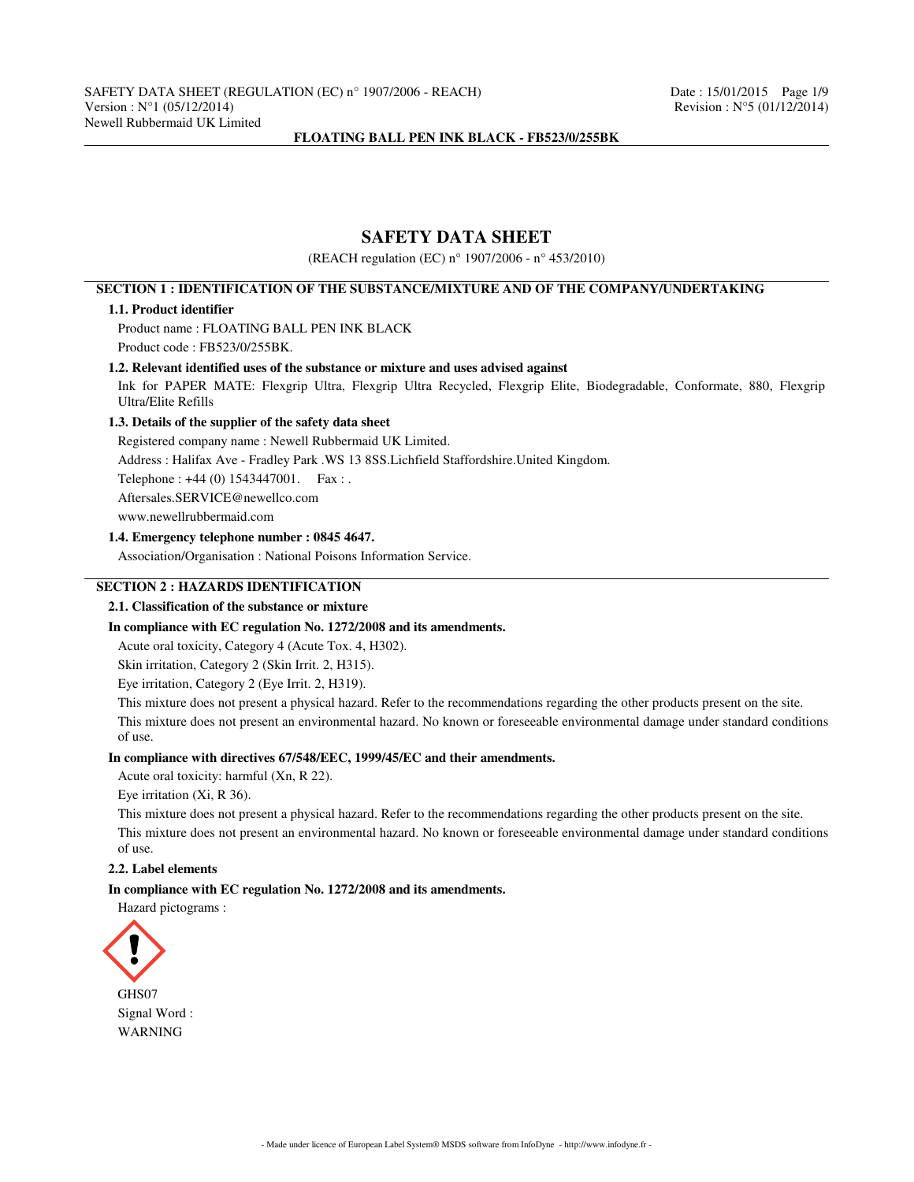# SAFETY DATA SHEET

(REACH regulation (EC) n° 1907/2006 - n° 453/2010)

## SECTION 1 : IDENTIFICATION OF THE SUBSTANCE/MIXTURE AND OF THE COMPANY/UNDERTAKING

### 1.1. Product identifier

Product name : FLOATING BALL PEN INK BLACK

Product code : FB523/0/255BK.

### 1.2. Relevant identified uses of the substance or mixture and uses advised against

Ink for PAPER MATE: Flexgrip Ultra, Flexgrip Ultra Recycled, Flexgrip Elite, Biodegradable, Conformate, 880, Flexgrip Ultra/Elite Refills

### 1.3. Details of the supplier of the safety data sheet

Registered company name : Newell Rubbermaid UK Limited.

Address : Halifax Ave - Fradley Park .WS 13 8SS.Lichfield Staffordshire.United Kingdom.

Telephone : +44 (0) 1543447001. Fax : .

Aftersales.SERVICE@newellco.com

www.newellrubbermaid.com

### 1.4. Emergency telephone number : 0845 4647.

Association/Organisation : National Poisons Information Service.

## SECTION 2 : HAZARDS IDENTIFICATION

### 2.1. Classification of the substance or mixture

**In compliance with EC regulation No. 1272/2008 and its amendments.**

Acute oral toxicity, Category 4 (Acute Tox. 4, H302).

Skin irritation, Category 2 (Skin Irrit. 2, H315).

Eye irritation, Category 2 (Eye Irrit. 2, H319).

This mixture does not present a physical hazard. Refer to the recommendations regarding the other products present on the site.

This mixture does not present an environmental hazard. No known or foreseeable environmental damage under standard conditions of use.

**In compliance with directives 67/548/EEC, 1999/45/EC and their amendments.**

Acute oral toxicity: harmful (Xn, R 22).

Eye irritation (Xi, R 36).

This mixture does not present a physical hazard. Refer to the recommendations regarding the other products present on the site.

This mixture does not present an environmental hazard. No known or foreseeable environmental damage under standard conditions of use.

### 2.2. Label elements

**In compliance with EC regulation No. 1272/2008 and its amendments.**

Hazard pictograms :

GHS07

Signal Word :

WARNING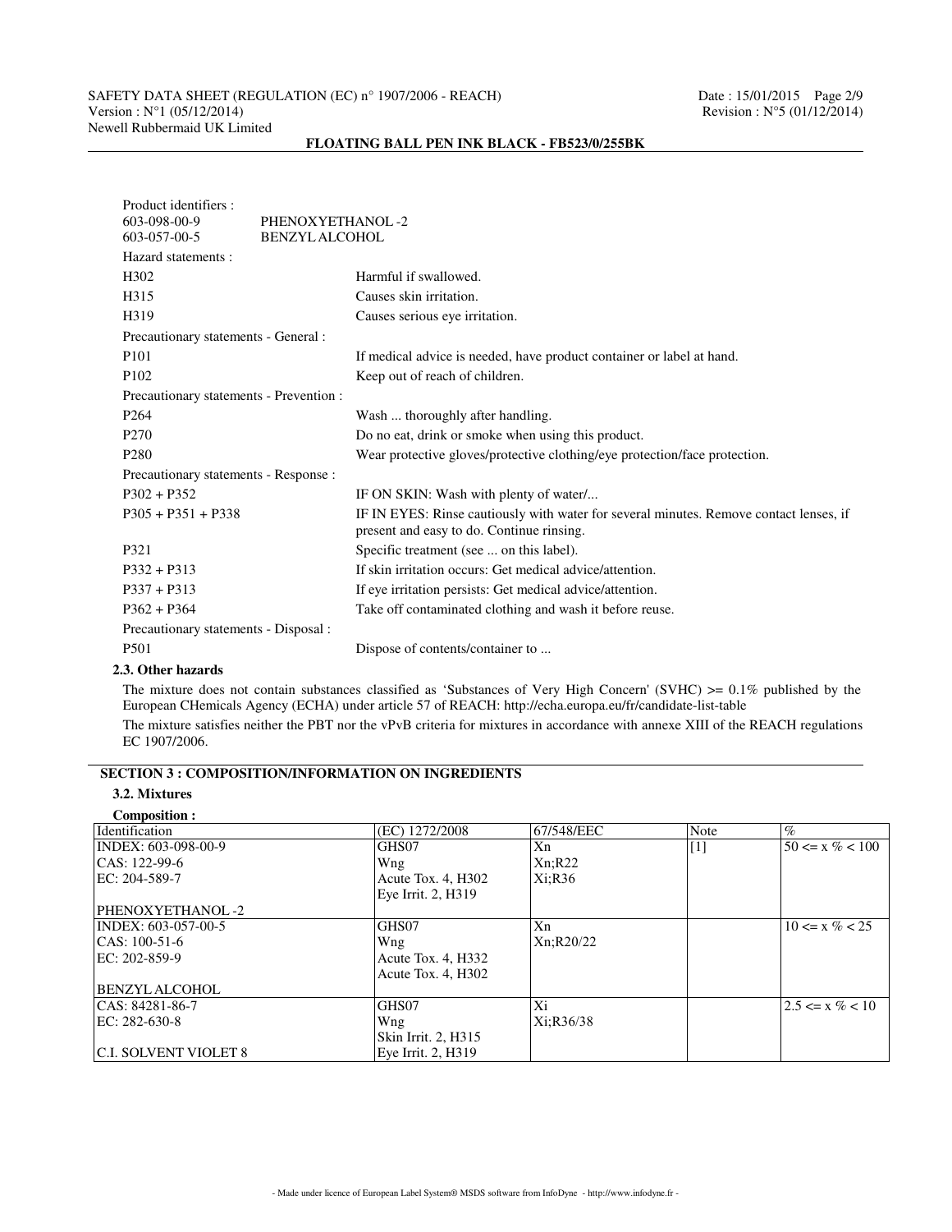Product identifiers :

| | |
|---|---|
| 603-098-00-9 | PHENOXYETHANOL -2 |
| 603-057-00-5 | BENZYL ALCOHOL |

Hazard statements :

| | |
|---|---|
| H302 | Harmful if swallowed. |
| H315 | Causes skin irritation. |
| H319 | Causes serious eye irritation. |

Precautionary statements - General :

| | |
|---|---|
| P101 | If medical advice is needed, have product container or label at hand. |
| P102 | Keep out of reach of children. |

Precautionary statements - Prevention :

| | |
|---|---|
| P264 | Wash ... thoroughly after handling. |
| P270 | Do no eat, drink or smoke when using this product. |
| P280 | Wear protective gloves/protective clothing/eye protection/face protection. |

Precautionary statements - Response :

| | |
|---|---|
| P302 + P352 | IF ON SKIN: Wash with plenty of water/... |
| P305 + P351 + P338 | IF IN EYES: Rinse cautiously with water for several minutes. Remove contact lenses, if present and easy to do. Continue rinsing. |
| P321 | Specific treatment (see ... on this label). |
| P332 + P313 | If skin irritation occurs: Get medical advice/attention. |
| P337 + P313 | If eye irritation persists: Get medical advice/attention. |
| P362 + P364 | Take off contaminated clothing and wash it before reuse. |

Precautionary statements - Disposal :

| | |
|---|---|
| P501 | Dispose of contents/container to ... |

### 2.3. Other hazards

The mixture does not contain substances classified as 'Substances of Very High Concern' (SVHC) >= 0.1% published by the European CHemicals Agency (ECHA) under article 57 of REACH: http://echa.europa.eu/fr/candidate-list-table

The mixture satisfies neither the PBT nor the vPvB criteria for mixtures in accordance with annexe XIII of the REACH regulations EC 1907/2006.

## SECTION 3 : COMPOSITION/INFORMATION ON INGREDIENTS

### 3.2. Mixtures

**Composition :**

| Identification | (EC) 1272/2008 | 67/548/EEC | Note | % |
|---|---|---|---|---|
| INDEX: 603-098-00-9<br>CAS: 122-99-6<br>EC: 204-589-7<br><br>PHENOXYETHANOL -2 | GHS07<br>Wng<br>Acute Tox. 4, H302<br>Eye Irrit. 2, H319 | Xn<br>Xn;R22<br>Xi;R36 | [1] | 50 <= x % < 100 |
| INDEX: 603-057-00-5<br>CAS: 100-51-6<br>EC: 202-859-9<br><br>BENZYL ALCOHOL | GHS07<br>Wng<br>Acute Tox. 4, H332<br>Acute Tox. 4, H302 | Xn<br>Xn;R20/22 | | 10 <= x % < 25 |
| CAS: 84281-86-7<br>EC: 282-630-8<br><br>C.I. SOLVENT VIOLET 8 | GHS07<br>Wng<br>Skin Irrit. 2, H315<br>Eye Irrit. 2, H319 | Xi<br>Xi;R36/38 | | 2.5 <= x % < 10 |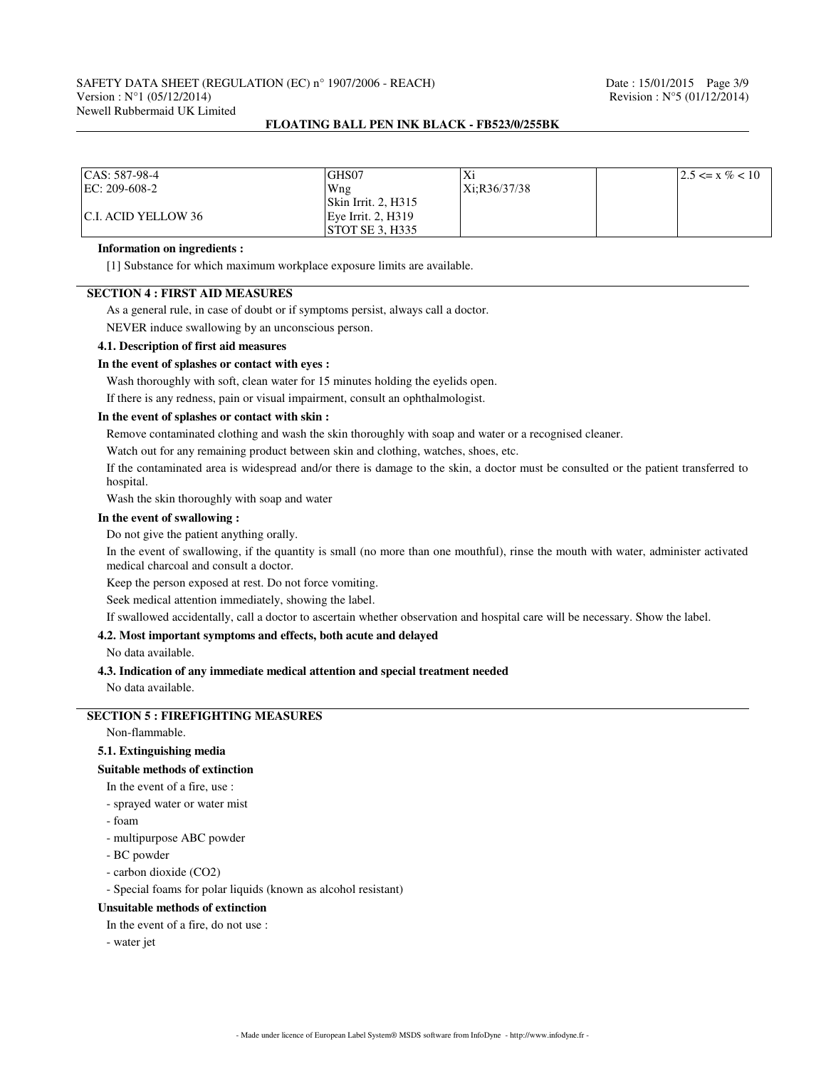| | | | | |
|---|---|---|---|---|
| CAS: 587-98-4<br>EC: 209-608-2<br><br>C.I. ACID YELLOW 36 | GHS07<br>Wng<br>Skin Irrit. 2, H315<br>Eye Irrit. 2, H319<br>STOT SE 3, H335 | Xi<br>Xi;R36/37/38 | | 2.5 <= x % < 10 |

**Information on ingredients :**

[1] Substance for which maximum workplace exposure limits are available.

## SECTION 4 : FIRST AID MEASURES

As a general rule, in case of doubt or if symptoms persist, always call a doctor.

NEVER induce swallowing by an unconscious person.

### 4.1. Description of first aid measures

**In the event of splashes or contact with eyes :**

Wash thoroughly with soft, clean water for 15 minutes holding the eyelids open.

If there is any redness, pain or visual impairment, consult an ophthalmologist.

**In the event of splashes or contact with skin :**

Remove contaminated clothing and wash the skin thoroughly with soap and water or a recognised cleaner.

Watch out for any remaining product between skin and clothing, watches, shoes, etc.

If the contaminated area is widespread and/or there is damage to the skin, a doctor must be consulted or the patient transferred to hospital.

Wash the skin thoroughly with soap and water

**In the event of swallowing :**

Do not give the patient anything orally.

In the event of swallowing, if the quantity is small (no more than one mouthful), rinse the mouth with water, administer activated medical charcoal and consult a doctor.

Keep the person exposed at rest. Do not force vomiting.

Seek medical attention immediately, showing the label.

If swallowed accidentally, call a doctor to ascertain whether observation and hospital care will be necessary. Show the label.

### 4.2. Most important symptoms and effects, both acute and delayed

No data available.

### 4.3. Indication of any immediate medical attention and special treatment needed

No data available.

## SECTION 5 : FIREFIGHTING MEASURES

Non-flammable.

### 5.1. Extinguishing media

**Suitable methods of extinction**

In the event of a fire, use :

- sprayed water or water mist
- foam
- multipurpose ABC powder
- BC powder
- carbon dioxide ($CO_2$)
- Special foams for polar liquids (known as alcohol resistant)

**Unsuitable methods of extinction**

In the event of a fire, do not use :

- water jet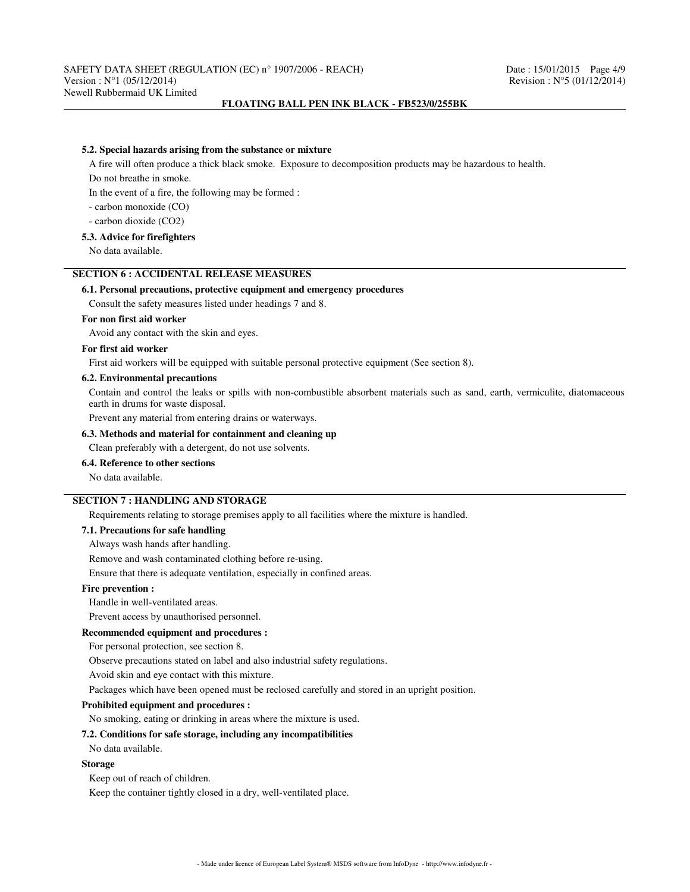### 5.2. Special hazards arising from the substance or mixture

A fire will often produce a thick black smoke. Exposure to decomposition products may be hazardous to health.

Do not breathe in smoke.

In the event of a fire, the following may be formed :

- carbon monoxide (CO)
- carbon dioxide ($CO_2$)

### 5.3. Advice for firefighters

No data available.

## SECTION 6 : ACCIDENTAL RELEASE MEASURES

### 6.1. Personal precautions, protective equipment and emergency procedures

Consult the safety measures listed under headings 7 and 8.

**For non first aid worker**

Avoid any contact with the skin and eyes.

**For first aid worker**

First aid workers will be equipped with suitable personal protective equipment (See section 8).

### 6.2. Environmental precautions

Contain and control the leaks or spills with non-combustible absorbent materials such as sand, earth, vermiculite, diatomaceous earth in drums for waste disposal.

Prevent any material from entering drains or waterways.

### 6.3. Methods and material for containment and cleaning up

Clean preferably with a detergent, do not use solvents.

### 6.4. Reference to other sections

No data available.

## SECTION 7 : HANDLING AND STORAGE

Requirements relating to storage premises apply to all facilities where the mixture is handled.

### 7.1. Precautions for safe handling

Always wash hands after handling.

Remove and wash contaminated clothing before re-using.

Ensure that there is adequate ventilation, especially in confined areas.

**Fire prevention :**

Handle in well-ventilated areas.

Prevent access by unauthorised personnel.

**Recommended equipment and procedures :**

For personal protection, see section 8.

Observe precautions stated on label and also industrial safety regulations.

Avoid skin and eye contact with this mixture.

Packages which have been opened must be reclosed carefully and stored in an upright position.

**Prohibited equipment and procedures :**

No smoking, eating or drinking in areas where the mixture is used.

### 7.2. Conditions for safe storage, including any incompatibilities

No data available.

**Storage**

Keep out of reach of children.

Keep the container tightly closed in a dry, well-ventilated place.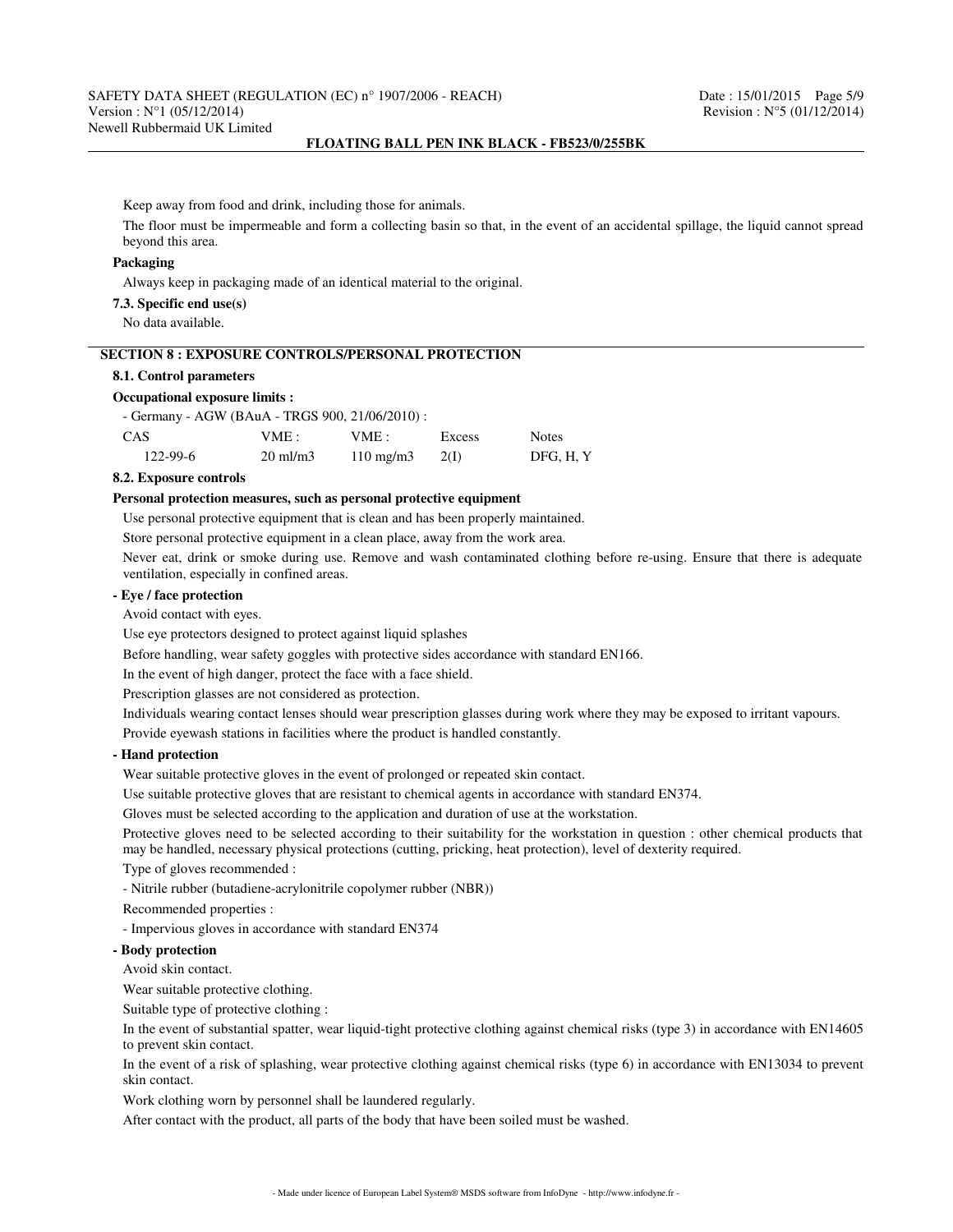Keep away from food and drink, including those for animals.

The floor must be impermeable and form a collecting basin so that, in the event of an accidental spillage, the liquid cannot spread beyond this area.

**Packaging**

Always keep in packaging made of an identical material to the original.

**7.3. Specific end use(s)**

No data available.

## SECTION 8 : EXPOSURE CONTROLS/PERSONAL PROTECTION

**8.1. Control parameters**

**Occupational exposure limits :**

- Germany - AGW (BAuA - TRGS 900, 21/06/2010) :

| CAS | VME : | VME : | Excess | Notes |
|---|---|---|---|---|
| 122-99-6 | 20 ml/m3 | 110 mg/m3 | 2(I) | DFG, H, Y |

**8.2. Exposure controls**

**Personal protection measures, such as personal protective equipment**

Use personal protective equipment that is clean and has been properly maintained.

Store personal protective equipment in a clean place, away from the work area.

Never eat, drink or smoke during use. Remove and wash contaminated clothing before re-using. Ensure that there is adequate ventilation, especially in confined areas.

**- Eye / face protection**

Avoid contact with eyes.

Use eye protectors designed to protect against liquid splashes

Before handling, wear safety goggles with protective sides accordance with standard EN166.

In the event of high danger, protect the face with a face shield.

Prescription glasses are not considered as protection.

Individuals wearing contact lenses should wear prescription glasses during work where they may be exposed to irritant vapours.

Provide eyewash stations in facilities where the product is handled constantly.

**- Hand protection**

Wear suitable protective gloves in the event of prolonged or repeated skin contact.

Use suitable protective gloves that are resistant to chemical agents in accordance with standard EN374.

Gloves must be selected according to the application and duration of use at the workstation.

Protective gloves need to be selected according to their suitability for the workstation in question : other chemical products that may be handled, necessary physical protections (cutting, pricking, heat protection), level of dexterity required.

Type of gloves recommended :

- Nitrile rubber (butadiene-acrylonitrile copolymer rubber (NBR))

Recommended properties :

- Impervious gloves in accordance with standard EN374

**- Body protection**

Avoid skin contact.

Wear suitable protective clothing.

Suitable type of protective clothing :

In the event of substantial spatter, wear liquid-tight protective clothing against chemical risks (type 3) in accordance with EN14605 to prevent skin contact.

In the event of a risk of splashing, wear protective clothing against chemical risks (type 6) in accordance with EN13034 to prevent skin contact.

Work clothing worn by personnel shall be laundered regularly.

After contact with the product, all parts of the body that have been soiled must be washed.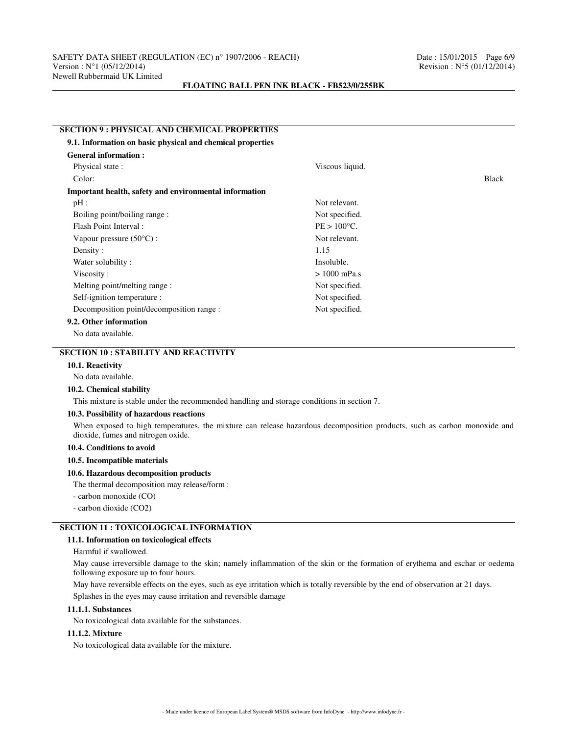## SECTION 9 : PHYSICAL AND CHEMICAL PROPERTIES

### 9.1. Information on basic physical and chemical properties

**General information :**

| Property | Value |
|---|---|
| Physical state : | Viscous liquid. |
| Color: | Black |

**Important health, safety and environmental information**

| Property | Value |
|---|---|
| pH : | Not relevant. |
| Boiling point/boiling range : | Not specified. |
| Flash Point Interval : | PE > 100°C. |
| Vapour pressure (50°C) : | Not relevant. |
| Density : | 1.15 |
| Water solubility : | Insoluble. |
| Viscosity : | > 1000 mPa.s |
| Melting point/melting range : | Not specified. |
| Self-ignition temperature : | Not specified. |
| Decomposition point/decomposition range : | Not specified. |

### 9.2. Other information

No data available.

## SECTION 10 : STABILITY AND REACTIVITY

### 10.1. Reactivity

No data available.

### 10.2. Chemical stability

This mixture is stable under the recommended handling and storage conditions in section 7.

### 10.3. Possibility of hazardous reactions

When exposed to high temperatures, the mixture can release hazardous decomposition products, such as carbon monoxide and dioxide, fumes and nitrogen oxide.

### 10.4. Conditions to avoid

### 10.5. Incompatible materials

### 10.6. Hazardous decomposition products

The thermal decomposition may release/form :

- carbon monoxide (CO)
- carbon dioxide ($CO_2$)

## SECTION 11 : TOXICOLOGICAL INFORMATION

### 11.1. Information on toxicological effects

Harmful if swallowed.

May cause irreversible damage to the skin; namely inflammation of the skin or the formation of erythema and eschar or oedema following exposure up to four hours.

May have reversible effects on the eyes, such as eye irritation which is totally reversible by the end of observation at 21 days.

Splashes in the eyes may cause irritation and reversible damage

#### 11.1.1. Substances

No toxicological data available for the substances.

#### 11.1.2. Mixture

No toxicological data available for the mixture.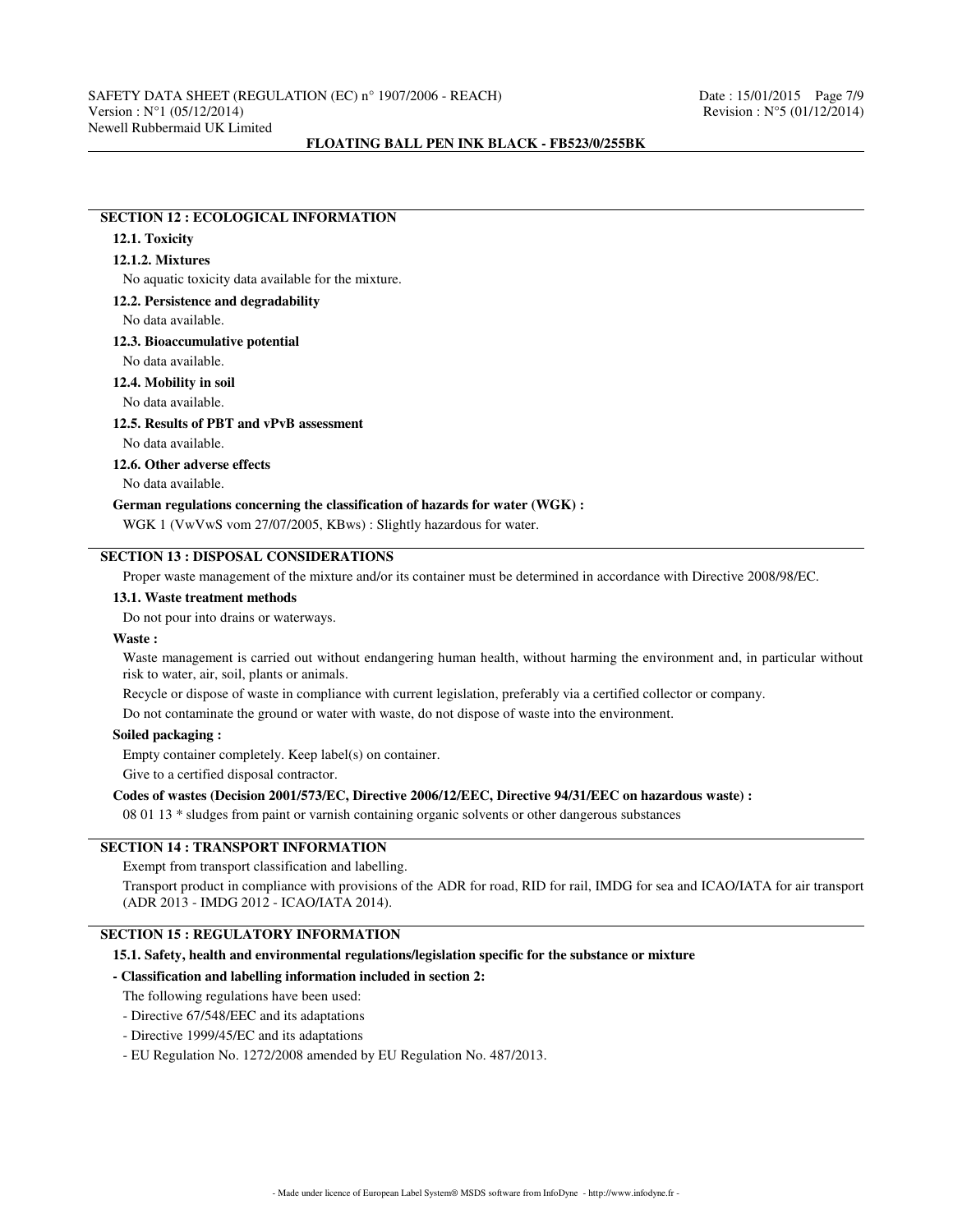## SECTION 12 : ECOLOGICAL INFORMATION

### 12.1. Toxicity

#### 12.1.2. Mixtures

No aquatic toxicity data available for the mixture.

### 12.2. Persistence and degradability

No data available.

### 12.3. Bioaccumulative potential

No data available.

### 12.4. Mobility in soil

No data available.

### 12.5. Results of PBT and vPvB assessment

No data available.

### 12.6. Other adverse effects

No data available.

**German regulations concerning the classification of hazards for water (WGK) :**

WGK 1 (VwVwS vom 27/07/2005, KBws) : Slightly hazardous for water.

## SECTION 13 : DISPOSAL CONSIDERATIONS

Proper waste management of the mixture and/or its container must be determined in accordance with Directive 2008/98/EC.

### 13.1. Waste treatment methods

Do not pour into drains or waterways.

**Waste :**

Waste management is carried out without endangering human health, without harming the environment and, in particular without risk to water, air, soil, plants or animals.

Recycle or dispose of waste in compliance with current legislation, preferably via a certified collector or company.

Do not contaminate the ground or water with waste, do not dispose of waste into the environment.

**Soiled packaging :**

Empty container completely. Keep label(s) on container.

Give to a certified disposal contractor.

**Codes of wastes (Decision 2001/573/EC, Directive 2006/12/EEC, Directive 94/31/EEC on hazardous waste) :**

08 01 13 * sludges from paint or varnish containing organic solvents or other dangerous substances

## SECTION 14 : TRANSPORT INFORMATION

Exempt from transport classification and labelling.

Transport product in compliance with provisions of the ADR for road, RID for rail, IMDG for sea and ICAO/IATA for air transport (ADR 2013 - IMDG 2012 - ICAO/IATA 2014).

## SECTION 15 : REGULATORY INFORMATION

### 15.1. Safety, health and environmental regulations/legislation specific for the substance or mixture

**- Classification and labelling information included in section 2:**

The following regulations have been used:

- Directive 67/548/EEC and its adaptations
- Directive 1999/45/EC and its adaptations
- EU Regulation No. 1272/2008 amended by EU Regulation No. 487/2013.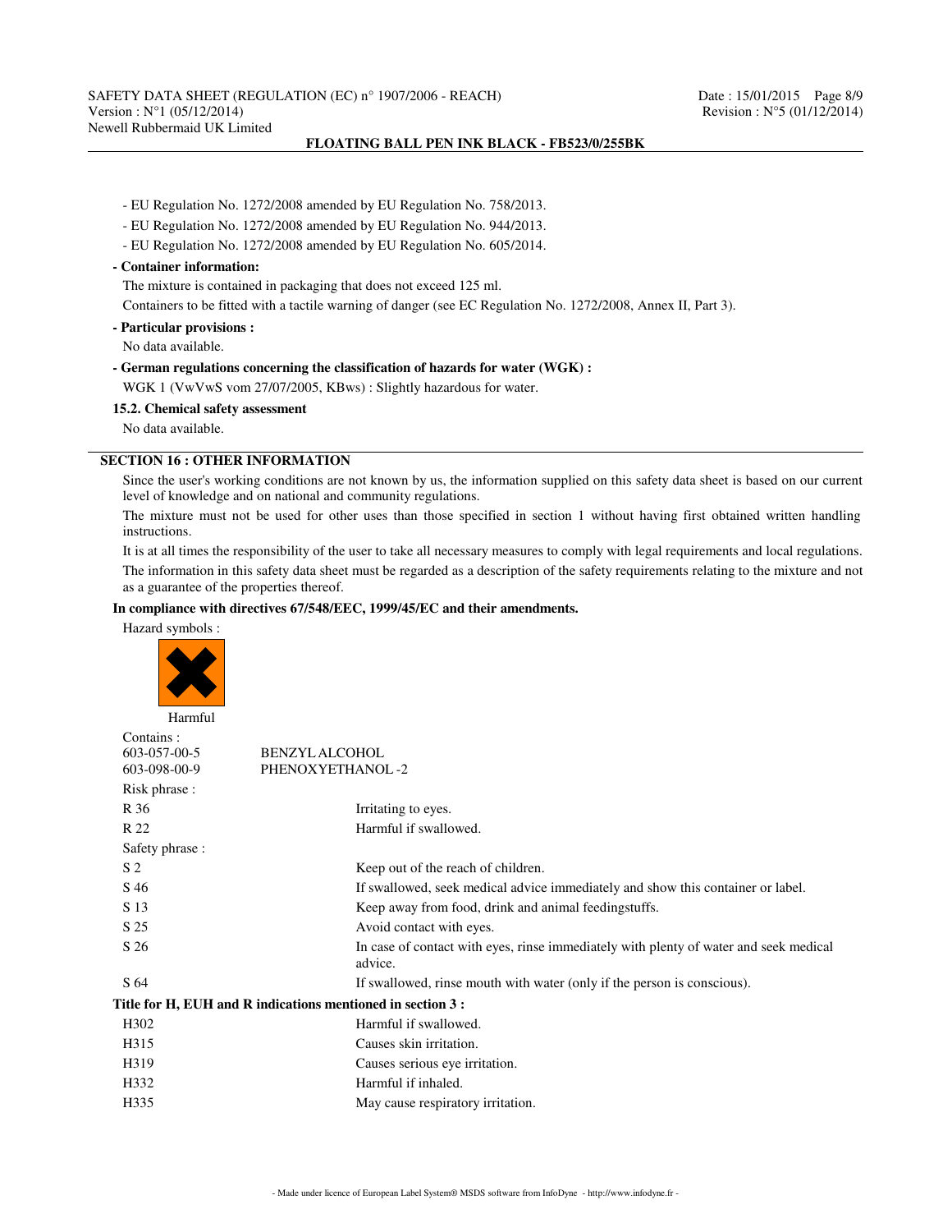- EU Regulation No. 1272/2008 amended by EU Regulation No. 758/2013.
- EU Regulation No. 1272/2008 amended by EU Regulation No. 944/2013.
- EU Regulation No. 1272/2008 amended by EU Regulation No. 605/2014.

**- Container information:**

The mixture is contained in packaging that does not exceed 125 ml.

Containers to be fitted with a tactile warning of danger (see EC Regulation No. 1272/2008, Annex II, Part 3).

**- Particular provisions :**

No data available.

**- German regulations concerning the classification of hazards for water (WGK) :**

WGK 1 (VwVwS vom 27/07/2005, KBws) : Slightly hazardous for water.

**15.2. Chemical safety assessment**

No data available.

## SECTION 16 : OTHER INFORMATION

Since the user's working conditions are not known by us, the information supplied on this safety data sheet is based on our current level of knowledge and on national and community regulations.

The mixture must not be used for other uses than those specified in section 1 without having first obtained written handling instructions.

It is at all times the responsibility of the user to take all necessary measures to comply with legal requirements and local regulations.

The information in this safety data sheet must be regarded as a description of the safety requirements relating to the mixture and not as a guarantee of the properties thereof.

**In compliance with directives 67/548/EEC, 1999/45/EC and their amendments.**

Hazard symbols :

Harmful

Contains :

| | |
|---|---|
| 603-057-00-5 | BENZYL ALCOHOL |
| 603-098-00-9 | PHENOXYETHANOL-2 |

Risk phrase :

| | |
|---|---|
| R 36 | Irritating to eyes. |
| R 22 | Harmful if swallowed. |

Safety phrase :

| | |
|---|---|
| S 2 | Keep out of the reach of children. |
| S 46 | If swallowed, seek medical advice immediately and show this container or label. |
| S 13 | Keep away from food, drink and animal feedingstuffs. |
| S 25 | Avoid contact with eyes. |
| S 26 | In case of contact with eyes, rinse immediately with plenty of water and seek medical advice. |
| S 64 | If swallowed, rinse mouth with water (only if the person is conscious). |

**Title for H, EUH and R indications mentioned in section 3 :**

| | |
|---|---|
| H302 | Harmful if swallowed. |
| H315 | Causes skin irritation. |
| H319 | Causes serious eye irritation. |
| H332 | Harmful if inhaled. |
| H335 | May cause respiratory irritation. |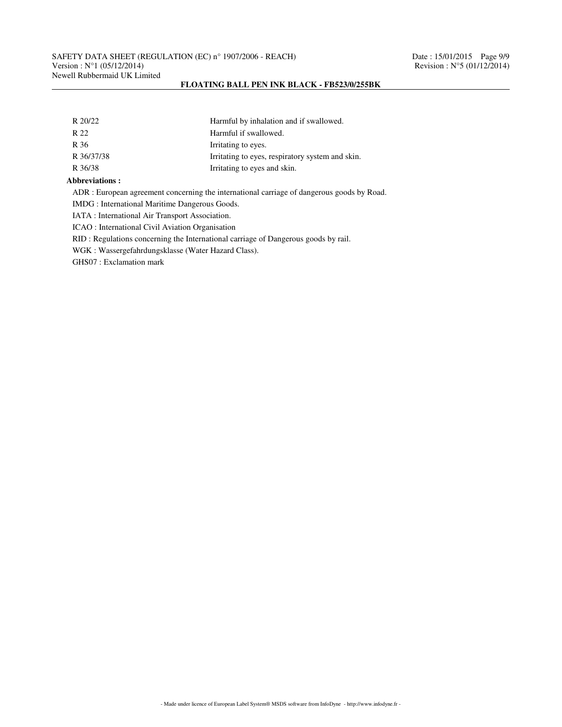| | |
|---|---|
| R 20/22 | Harmful by inhalation and if swallowed. |
| R 22 | Harmful if swallowed. |
| R 36 | Irritating to eyes. |
| R 36/37/38 | Irritating to eyes, respiratory system and skin. |
| R 36/38 | Irritating to eyes and skin. |

**Abbreviations :**

ADR : European agreement concerning the international carriage of dangerous goods by Road.

IMDG : International Maritime Dangerous Goods.

IATA : International Air Transport Association.

ICAO : International Civil Aviation Organisation

RID : Regulations concerning the International carriage of Dangerous goods by rail.

WGK : Wassergefahrdungsklasse (Water Hazard Class).

GHS07 : Exclamation mark